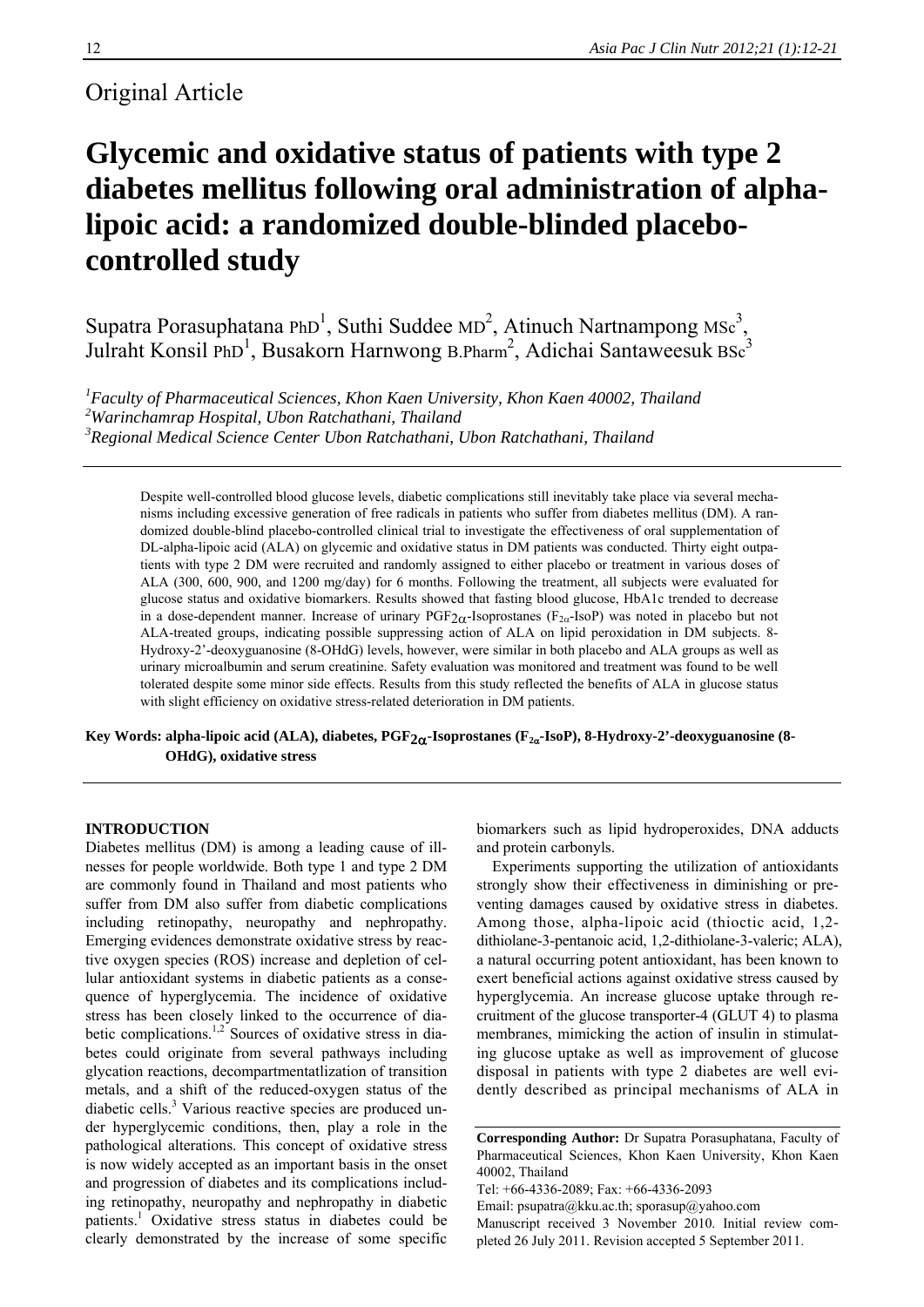Original Article

# Glycemic and oxidative status of patients with type 2 diabetes mellitus following oral administration of alpha-lipoic acid: a randomized double-blinded placebo-controlled study

Supatra Porasuphatana PhD[1], Suthi Suddee MD[2], Atinuch Nartnampong MSc[3], Julraht Konsil PhD[1], Busakorn Harnwong B.Pharm[2], Adichai Santaweesuk BSc[3]

[1]*Faculty of Pharmaceutical Sciences, Khon Kaen University, Khon Kaen 40002, Thailand*
[2]*Warinchamrap Hospital, Ubon Ratchathani, Thailand*
[3]*Regional Medical Science Center Ubon Ratchathani, Ubon Ratchathani, Thailand*

Despite well-controlled blood glucose levels, diabetic complications still inevitably take place via several mechanisms including excessive generation of free radicals in patients who suffer from diabetes mellitus (DM). A randomized double-blind placebo-controlled clinical trial to investigate the effectiveness of oral supplementation of DL-alpha-lipoic acid (ALA) on glycemic and oxidative status in DM patients was conducted. Thirty eight outpatients with type 2 DM were recruited and randomly assigned to either placebo or treatment in various doses of ALA (300, 600, 900, and 1200 mg/day) for 6 months. Following the treatment, all subjects were evaluated for glucose status and oxidative biomarkers. Results showed that fasting blood glucose, HbA1c trended to decrease in a dose-dependent manner. Increase of urinary $PGF_{2\alpha}$-Isoprostanes ($F_{2\alpha}$-IsoP) was noted in placebo but not ALA-treated groups, indicating possible suppressing action of ALA on lipid peroxidation in DM subjects. 8-Hydroxy-2'-deoxyguanosine (8-OHdG) levels, however, were similar in both placebo and ALA groups as well as urinary microalbumin and serum creatinine. Safety evaluation was monitored and treatment was found to be well tolerated despite some minor side effects. Results from this study reflected the benefits of ALA in glucose status with slight efficiency on oxidative stress-related deterioration in DM patients.

**Key Words: alpha-lipoic acid (ALA), diabetes, $PGF_{2\alpha}$-Isoprostanes ($F_{2\alpha}$-IsoP), 8-Hydroxy-2'-deoxyguanosine (8-OHdG), oxidative stress**

## INTRODUCTION

Diabetes mellitus (DM) is among a leading cause of illnesses for people worldwide. Both type 1 and type 2 DM are commonly found in Thailand and most patients who suffer from DM also suffer from diabetic complications including retinopathy, neuropathy and nephropathy. Emerging evidences demonstrate oxidative stress by reactive oxygen species (ROS) increase and depletion of cellular antioxidant systems in diabetic patients as a consequence of hyperglycemia. The incidence of oxidative stress has been closely linked to the occurrence of diabetic complications.[1,2] Sources of oxidative stress in diabetes could originate from several pathways including glycation reactions, decompartmentatlization of transition metals, and a shift of the reduced-oxygen status of the diabetic cells.[3] Various reactive species are produced under hyperglycemic conditions, then, play a role in the pathological alterations. This concept of oxidative stress is now widely accepted as an important basis in the onset and progression of diabetes and its complications including retinopathy, neuropathy and nephropathy in diabetic patients.[1] Oxidative stress status in diabetes could be clearly demonstrated by the increase of some specific biomarkers such as lipid hydroperoxides, DNA adducts and protein carbonyls.

Experiments supporting the utilization of antioxidants strongly show their effectiveness in diminishing or preventing damages caused by oxidative stress in diabetes. Among those, alpha-lipoic acid (thioctic acid, 1,2-dithiolane-3-pentanoic acid, 1,2-dithiolane-3-valeric; ALA), a natural occurring potent antioxidant, has been known to exert beneficial actions against oxidative stress caused by hyperglycemia. An increase glucose uptake through recruitment of the glucose transporter-4 (GLUT 4) to plasma membranes, mimicking the action of insulin in stimulating glucose uptake as well as improvement of glucose disposal in patients with type 2 diabetes are well evidently described as principal mechanisms of ALA in

**Corresponding Author:** Dr Supatra Porasuphatana, Faculty of Pharmaceutical Sciences, Khon Kaen University, Khon Kaen 40002, Thailand
Tel: +66-4336-2089; Fax: +66-4336-2093
Email: psupatra@kku.ac.th; sporasup@yahoo.com
Manuscript received 3 November 2010. Initial review completed 26 July 2011. Revision accepted 5 September 2011.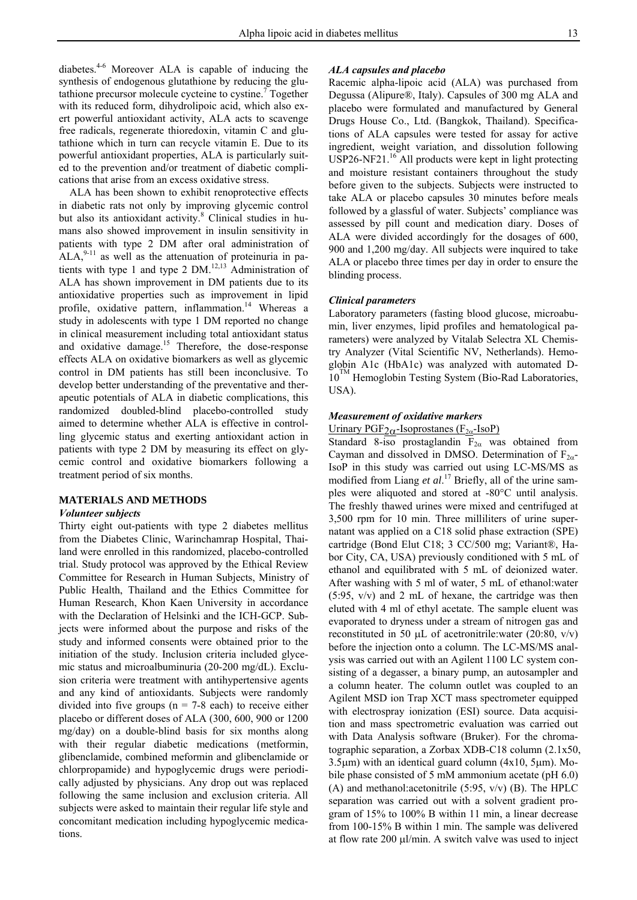diabetes.[4-6] Moreover ALA is capable of inducing the synthesis of endogenous glutathione by reducing the glutathione precursor molecule cysteine to cystine.[7] Together with its reduced form, dihydrolipoic acid, which also exert powerful antioxidant activity, ALA acts to scavenge free radicals, regenerate thioredoxin, vitamin C and glutathione which in turn can recycle vitamin E. Due to its powerful antioxidant properties, ALA is particularly suited to the prevention and/or treatment of diabetic complications that arise from an excess oxidative stress.

ALA has been shown to exhibit renoprotective effects in diabetic rats not only by improving glycemic control but also its antioxidant activity.[8] Clinical studies in humans also showed improvement in insulin sensitivity in patients with type 2 DM after oral administration of ALA,[9-11] as well as the attenuation of proteinuria in patients with type 1 and type 2 DM.[12,13] Administration of ALA has shown improvement in DM patients due to its antioxidative properties such as improvement in lipid profile, oxidative pattern, inflammation.[14] Whereas a study in adolescents with type 1 DM reported no change in clinical measurement including total antioxidant status and oxidative damage.[15] Therefore, the dose-response effects ALA on oxidative biomarkers as well as glycemic control in DM patients has still been inconclusive. To develop better understanding of the preventative and therapeutic potentials of ALA in diabetic complications, this randomized doubled-blind placebo-controlled study aimed to determine whether ALA is effective in controlling glycemic status and exerting antioxidant action in patients with type 2 DM by measuring its effect on glycemic control and oxidative biomarkers following a treatment period of six months.

## MATERIALS AND METHODS

### *Volunteer subjects*

Thirty eight out-patients with type 2 diabetes mellitus from the Diabetes Clinic, Warinchamrap Hospital, Thailand were enrolled in this randomized, placebo-controlled trial. Study protocol was approved by the Ethical Review Committee for Research in Human Subjects, Ministry of Public Health, Thailand and the Ethics Committee for Human Research, Khon Kaen University in accordance with the Declaration of Helsinki and the ICH-GCP. Subjects were informed about the purpose and risks of the study and informed consents were obtained prior to the initiation of the study. Inclusion criteria included glycemic status and microalbuminuria (20-200 mg/dL). Exclusion criteria were treatment with antihypertensive agents and any kind of antioxidants. Subjects were randomly divided into five groups (n = 7-8 each) to receive either placebo or different doses of ALA (300, 600, 900 or 1200 mg/day) on a double-blind basis for six months along with their regular diabetic medications (metformin, glibenclamide, combined meformin and glibenclamide or chlorpropamide) and hypoglycemic drugs were periodically adjusted by physicians. Any drop out was replaced following the same inclusion and exclusion criteria. All subjects were asked to maintain their regular life style and concomitant medication including hypoglycemic medications.

### *ALA capsules and placebo*

Racemic alpha-lipoic acid (ALA) was purchased from Degussa (Alipure®, Italy). Capsules of 300 mg ALA and placebo were formulated and manufactured by General Drugs House Co., Ltd. (Bangkok, Thailand). Specifications of ALA capsules were tested for assay for active ingredient, weight variation, and dissolution following USP26-NF21.[16] All products were kept in light protecting and moisture resistant containers throughout the study before given to the subjects. Subjects were instructed to take ALA or placebo capsules 30 minutes before meals followed by a glassful of water. Subjects' compliance was assessed by pill count and medication diary. Doses of ALA were divided accordingly for the dosages of 600, 900 and 1,200 mg/day. All subjects were inquired to take ALA or placebo three times per day in order to ensure the blinding process.

### *Clinical parameters*

Laboratory parameters (fasting blood glucose, microabumin, liver enzymes, lipid profiles and hematological parameters) were analyzed by Vitalab Selectra XL Chemistry Analyzer (Vital Scientific NV, Netherlands). Hemoglobin A1c (HbA1c) was analyzed with automated D-10[TM] Hemoglobin Testing System (Bio-Rad Laboratories, USA).

### *Measurement of oxidative markers*

Urinary $PGF_{2\alpha}$-Isoprostanes ($F_{2\alpha}$-IsoP)

Standard 8-iso prostaglandin $F_{2\alpha}$ was obtained from Cayman and dissolved in DMSO. Determination of $F_{2\alpha}$-IsoP in this study was carried out using LC-MS/MS as modified from Liang *et al*.[17] Briefly, all of the urine samples were aliquoted and stored at -80°C until analysis. The freshly thawed urines were mixed and centrifuged at 3,500 rpm for 10 min. Three milliliters of urine supernatant was applied on a C18 solid phase extraction (SPE) cartridge (Bond Elut C18; 3 CC/500 mg; Variant®, Habor City, CA, USA) previously conditioned with 5 mL of ethanol and equilibrated with 5 mL of deionized water. After washing with 5 ml of water, 5 mL of ethanol:water (5:95, v/v) and 2 mL of hexane, the cartridge was then eluted with 4 ml of ethyl acetate. The sample eluent was evaporated to dryness under a stream of nitrogen gas and reconstituted in 50 µL of acetronitrile:water (20:80, v/v) before the injection onto a column. The LC-MS/MS analysis was carried out with an Agilent 1100 LC system consisting of a degasser, a binary pump, an autosampler and a column heater. The column outlet was coupled to an Agilent MSD ion Trap XCT mass spectrometer equipped with electrospray ionization (ESI) source. Data acquisition and mass spectrometric evaluation was carried out with Data Analysis software (Bruker). For the chromatographic separation, a Zorbax XDB-C18 column (2.1x50, 3.5µm) with an identical guard column (4x10, 5µm). Mobile phase consisted of 5 mM ammonium acetate (pH 6.0) (A) and methanol:acetonitrile (5:95, v/v) (B). The HPLC separation was carried out with a solvent gradient program of 15% to 100% B within 11 min, a linear decrease from 100-15% B within 1 min. The sample was delivered at flow rate 200 µl/min. A switch valve was used to inject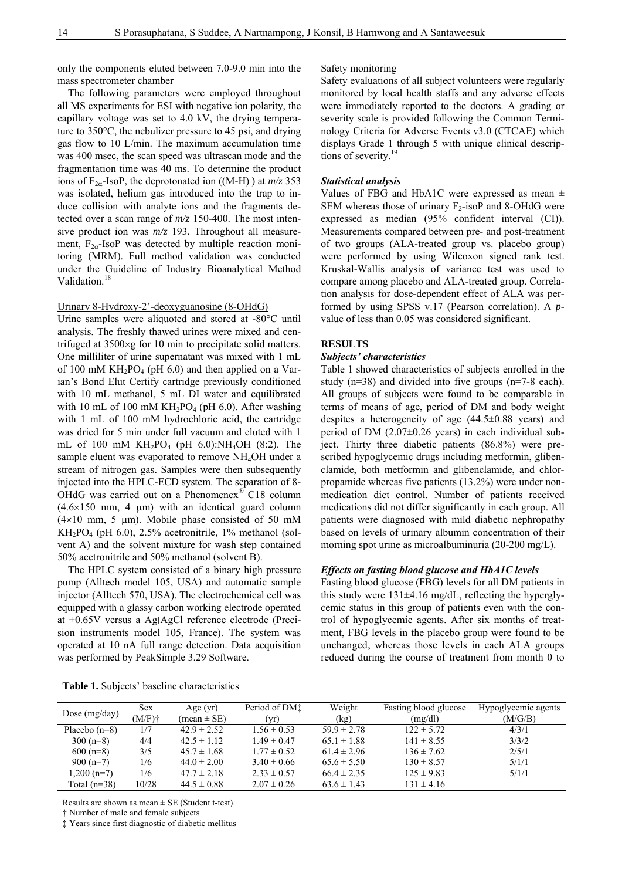only the components eluted between 7.0-9.0 min into the mass spectrometer chamber

The following parameters were employed throughout all MS experiments for ESI with negative ion polarity, the capillary voltage was set to 4.0 kV, the drying temperature to 350°C, the nebulizer pressure to 45 psi, and drying gas flow to 10 L/min. The maximum accumulation time was 400 msec, the scan speed was ultrascan mode and the fragmentation time was 40 ms. To determine the product ions of $F_{2\alpha}$-IsoP, the deprotonated ion ($(M\text{-}H)^-$) at *m/z* 353 was isolated, helium gas introduced into the trap to induce collision with analyte ions and the fragments detected over a scan range of *m/z* 150-400. The most intensive product ion was *m/z* 193. Throughout all measurement, $F_{2\alpha}$-IsoP was detected by multiple reaction monitoring (MRM). Full method validation was conducted under the Guideline of Industry Bioanalytical Method Validation.[18]

Urinary 8-Hydroxy-2'-deoxyguanosine (8-OHdG)

Urine samples were aliquoted and stored at -80°C until analysis. The freshly thawed urines were mixed and centrifuged at 3500×g for 10 min to precipitate solid matters. One milliliter of urine supernatant was mixed with 1 mL of 100 mM $KH_2PO_4$ (pH 6.0) and then applied on a Varian's Bond Elut Certify cartridge previously conditioned with 10 mL methanol, 5 mL DI water and equilibrated with 10 mL of 100 mM $KH_2PO_4$ (pH 6.0). After washing with 1 mL of 100 mM hydrochloric acid, the cartridge was dried for 5 min under full vacuum and eluted with 1 mL of 100 mM $KH_2PO_4$ (pH 6.0):$NH_4OH$ (8:2). The sample eluent was evaporated to remove $NH_4OH$ under a stream of nitrogen gas. Samples were then subsequently injected into the HPLC-ECD system. The separation of 8-OHdG was carried out on a Phenomenex® C18 column (4.6×150 mm, 4 μm) with an identical guard column (4×10 mm, 5 μm). Mobile phase consisted of 50 mM $KH_2PO_4$ (pH 6.0), 2.5% acetonitrile, 1% methanol (solvent A) and the solvent mixture for wash step contained 50% acetonitrile and 50% methanol (solvent B).

The HPLC system consisted of a binary high pressure pump (Alltech model 105, USA) and automatic sample injector (Alltech 570, USA). The electrochemical cell was equipped with a glassy carbon working electrode operated at +0.65V versus a Ag|AgCl reference electrode (Precision instruments model 105, France). The system was operated at 10 nA full range detection. Data acquisition was performed by PeakSimple 3.29 Software.

Safety monitoring

Safety evaluations of all subject volunteers were regularly monitored by local health staffs and any adverse effects were immediately reported to the doctors. A grading or severity scale is provided following the Common Terminology Criteria for Adverse Events v3.0 (CTCAE) which displays Grade 1 through 5 with unique clinical descriptions of severity.[19]

### *Statistical analysis*

Values of FBG and HbA1C were expressed as mean ± SEM whereas those of urinary $F_2$-isoP and 8-OHdG were expressed as median (95% confident interval (CI)). Measurements compared between pre- and post-treatment of two groups (ALA-treated group vs. placebo group) were performed by using Wilcoxon signed rank test. Kruskal-Wallis analysis of variance test was used to compare among placebo and ALA-treated group. Correlation analysis for dose-dependent effect of ALA was performed by using SPSS v.17 (Pearson correlation). A *p*-value of less than 0.05 was considered significant.

## RESULTS

### *Subjects' characteristics*

Table 1 showed characteristics of subjects enrolled in the study (n=38) and divided into five groups (n=7-8 each). All groups of subjects were found to be comparable in terms of means of age, period of DM and body weight despites a heterogeneity of age (44.5±0.88 years) and period of DM (2.07±0.26 years) in each individual subject. Thirty three diabetic patients (86.8%) were prescribed hypoglycemic drugs including metformin, glibenclamide, both metformin and glibenclamide, and chlorpropamide whereas five patients (13.2%) were under non-medication diet control. Number of patients received medications did not differ significantly in each group. All patients were diagnosed with mild diabetic nephropathy based on levels of urinary albumin concentration of their morning spot urine as microalbuminuria (20-200 mg/L).

### *Effects on fasting blood glucose and HbA1C levels*

Fasting blood glucose (FBG) levels for all DM patients in this study were 131±4.16 mg/dL, reflecting the hyperglycemic status in this group of patients even with the control of hypoglycemic agents. After six months of treatment, FBG levels in the placebo group were found to be unchanged, whereas those levels in each ALA groups reduced during the course of treatment from month 0 to

**Table 1.** Subjects' baseline characteristics

| Dose (mg/day) | Sex (M/F)† | Age (yr) (mean ± SE) | Period of DM‡ (yr) | Weight (kg) | Fasting blood glucose (mg/dl) | Hypoglycemic agents (M/G/B) |
|---|---|---|---|---|---|---|
| Placebo (n=8) | 1/7 | 42.9 ± 2.52 | 1.56 ± 0.53 | 59.9 ± 2.78 | 122 ± 5.72 | 4/3/1 |
| 300 (n=8) | 4/4 | 42.5 ± 1.12 | 1.49 ± 0.47 | 65.1 ± 1.88 | 141 ± 8.55 | 3/3/2 |
| 600 (n=8) | 3/5 | 45.7 ± 1.68 | 1.77 ± 0.52 | 61.4 ± 2.96 | 136 ± 7.62 | 2/5/1 |
| 900 (n=7) | 1/6 | 44.0 ± 2.00 | 3.40 ± 0.66 | 65.6 ± 5.50 | 130 ± 8.57 | 5/1/1 |
| 1,200 (n=7) | 1/6 | 47.7 ± 2.18 | 2.33 ± 0.57 | 66.4 ± 2.35 | 125 ± 9.83 | 5/1/1 |
| Total (n=38) | 10/28 | 44.5 ± 0.88 | 2.07 ± 0.26 | 63.6 ± 1.43 | 131 ± 4.16 | |

Results are shown as mean ± SE (Student t-test).

† Number of male and female subjects

‡ Years since first diagnostic of diabetic mellitus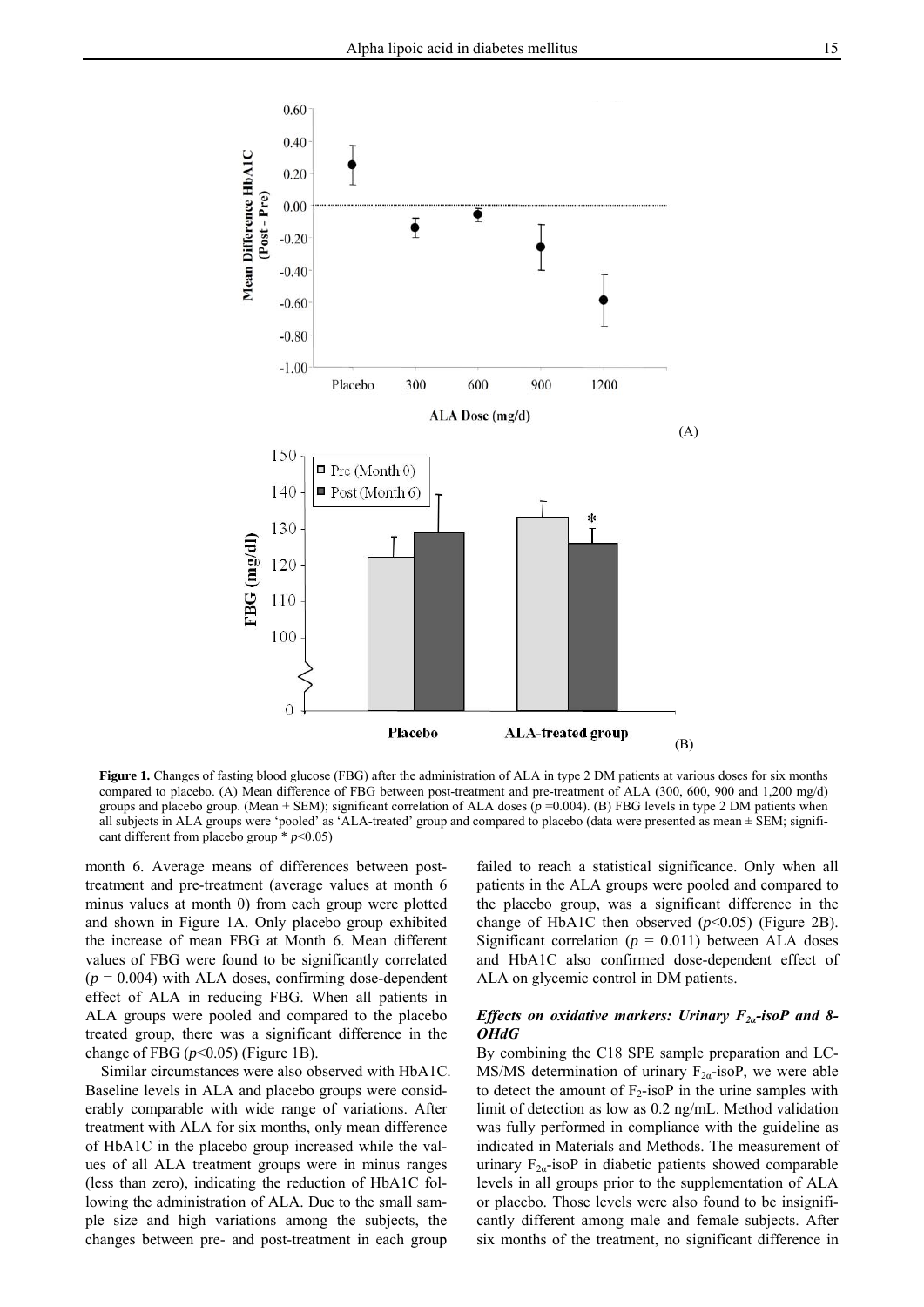**Figure 1.** Changes of fasting blood glucose (FBG) after the administration of ALA in type 2 DM patients at various doses for six months compared to placebo. (A) Mean difference of FBG between post-treatment and pre-treatment of ALA (300, 600, 900 and 1,200 mg/d) groups and placebo group. (Mean ± SEM); significant correlation of ALA doses ($p$ =0.004). (B) FBG levels in type 2 DM patients when all subjects in ALA groups were 'pooled' as 'ALA-treated' group and compared to placebo (data were presented as mean ± SEM; significant different from placebo group * $p$<0.05)

month 6. Average means of differences between post-treatment and pre-treatment (average values at month 6 minus values at month 0) from each group were plotted and shown in Figure 1A. Only placebo group exhibited the increase of mean FBG at Month 6. Mean different values of FBG were found to be significantly correlated ($p$ = 0.004) with ALA doses, confirming dose-dependent effect of ALA in reducing FBG. When all patients in ALA groups were pooled and compared to the placebo treated group, there was a significant difference in the change of FBG ($p$<0.05) (Figure 1B).

Similar circumstances were also observed with HbA1C. Baseline levels in ALA and placebo groups were considerably comparable with wide range of variations. After treatment with ALA for six months, only mean difference of HbA1C in the placebo group increased while the values of all ALA treatment groups were in minus ranges (less than zero), indicating the reduction of HbA1C following the administration of ALA. Due to the small sample size and high variations among the subjects, the changes between pre- and post-treatment in each group failed to reach a statistical significance. Only when all patients in the ALA groups were pooled and compared to the placebo group, was a significant difference in the change of HbA1C then observed ($p$<0.05) (Figure 2B). Significant correlation ($p$ = 0.011) between ALA doses and HbA1C also confirmed dose-dependent effect of ALA on glycemic control in DM patients.

### *Effects on oxidative markers: Urinary $F_{2\alpha}$-isoP and 8-OHdG*

By combining the C18 SPE sample preparation and LC-MS/MS determination of urinary $F_{2\alpha}$-isoP, we were able to detect the amount of $F_2$-isoP in the urine samples with limit of detection as low as 0.2 ng/mL. Method validation was fully performed in compliance with the guideline as indicated in Materials and Methods. The measurement of urinary $F_{2\alpha}$-isoP in diabetic patients showed comparable levels in all groups prior to the supplementation of ALA or placebo. Those levels were also found to be insignificantly different among male and female subjects. After six months of the treatment, no significant difference in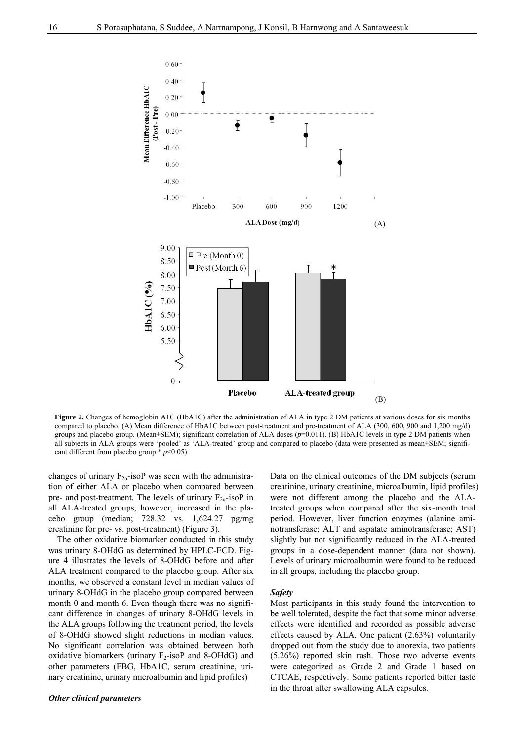**Figure 2.** Changes of hemoglobin A1C (HbA1C) after the administration of ALA in type 2 DM patients at various doses for six months compared to placebo. (A) Mean difference of HbA1C between post-treatment and pre-treatment of ALA (300, 600, 900 and 1,200 mg/d) groups and placebo group. (Mean±SEM); significant correlation of ALA doses ($p$=0.011). (B) HbA1C levels in type 2 DM patients when all subjects in ALA groups were 'pooled' as 'ALA-treated' group and compared to placebo (data were presented as mean±SEM; significant different from placebo group * $p$<0.05)

changes of urinary $F_{2\alpha}$-isoP was seen with the administration of either ALA or placebo when compared between pre- and post-treatment. The levels of urinary $F_{2\alpha}$-isoP in all ALA-treated groups, however, increased in the placebo group (median; 728.32 vs. 1,624.27 pg/mg creatinine for pre- vs. post-treatment) (Figure 3).

The other oxidative biomarker conducted in this study was urinary 8-OHdG as determined by HPLC-ECD. Figure 4 illustrates the levels of 8-OHdG before and after ALA treatment compared to the placebo group. After six months, we observed a constant level in median values of urinary 8-OHdG in the placebo group compared between month 0 and month 6. Even though there was no significant difference in changes of urinary 8-OHdG levels in the ALA groups following the treatment period, the levels of 8-OHdG showed slight reductions in median values. No significant correlation was obtained between both oxidative biomarkers (urinary $F_2$-isoP and 8-OHdG) and other parameters (FBG, HbA1C, serum creatinine, urinary creatinine, urinary microalbumin and lipid profiles)

***Other clinical parameters***

Data on the clinical outcomes of the DM subjects (serum creatinine, urinary creatinine, microalbumin, lipid profiles) were not different among the placebo and the ALA-treated groups when compared after the six-month trial period. However, liver function enzymes (alanine aminotransferase; ALT and aspatate aminotransferase; AST) slightly but not significantly reduced in the ALA-treated groups in a dose-dependent manner (data not shown). Levels of urinary microalbumin were found to be reduced in all groups, including the placebo group.

***Safety***

Most participants in this study found the intervention to be well tolerated, despite the fact that some minor adverse effects were identified and recorded as possible adverse effects caused by ALA. One patient (2.63%) voluntarily dropped out from the study due to anorexia, two patients (5.26%) reported skin rash. Those two adverse events were categorized as Grade 2 and Grade 1 based on CTCAE, respectively. Some patients reported bitter taste in the throat after swallowing ALA capsules.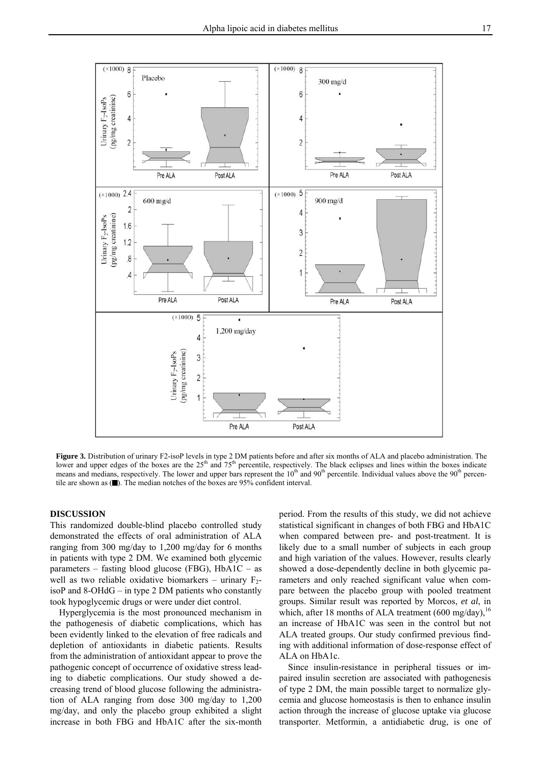**Figure 3.** Distribution of urinary F2-isoP levels in type 2 DM patients before and after six months of ALA and placebo administration. The lower and upper edges of the boxes are the 25[th] and 75[th] percentile, respectively. The black eclipses and lines within the boxes indicate means and medians, respectively. The lower and upper bars represent the 10[th] and 90[th] percentile. Individual values above the 90[th] percentile are shown as (■). The median notches of the boxes are 95% confident interval.

## DISCUSSION

This randomized double-blind placebo controlled study demonstrated the effects of oral administration of ALA ranging from 300 mg/day to 1,200 mg/day for 6 months in patients with type 2 DM. We examined both glycemic parameters – fasting blood glucose (FBG), HbA1C – as well as two reliable oxidative biomarkers – urinary $F_2$-isoP and 8-OHdG – in type 2 DM patients who constantly took hypoglycemic drugs or were under diet control.

Hyperglycemia is the most pronounced mechanism in the pathogenesis of diabetic complications, which has been evidently linked to the elevation of free radicals and depletion of antioxidants in diabetic patients. Results from the administration of antioxidant appear to prove the pathogenic concept of occurrence of oxidative stress leading to diabetic complications. Our study showed a decreasing trend of blood glucose following the administration of ALA ranging from dose 300 mg/day to 1,200 mg/day, and only the placebo group exhibited a slight increase in both FBG and HbA1C after the six-month period. From the results of this study, we did not achieve statistical significant in changes of both FBG and HbA1C when compared between pre- and post-treatment. It is likely due to a small number of subjects in each group and high variation of the values. However, results clearly showed a dose-dependently decline in both glycemic parameters and only reached significant value when compare between the placebo group with pooled treatment groups. Similar result was reported by Morcos, *et al*, in which, after 18 months of ALA treatment (600 mg/day),[16] an increase of HbA1C was seen in the control but not ALA treated groups. Our study confirmed previous finding with additional information of dose-response effect of ALA on HbA1c.

Since insulin-resistance in peripheral tissues or impaired insulin secretion are associated with pathogenesis of type 2 DM, the main possible target to normalize glycemia and glucose homeostasis is then to enhance insulin action through the increase of glucose uptake via glucose transporter. Metformin, a antidiabetic drug, is one of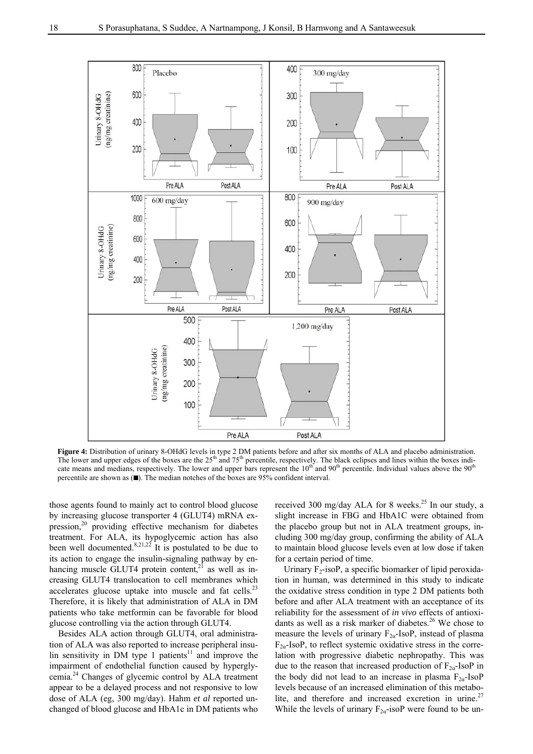**Figure 4:** Distribution of urinary 8-OHdG levels in type 2 DM patients before and after six months of ALA and placebo administration. The lower and upper edges of the boxes are the 25[th] and 75[th] percentile, respectively. The black eclipses and lines within the boxes indicate means and medians, respectively. The lower and upper bars represent the 10[th] and 90[th] percentile. Individual values above the 90[th] percentile are shown as (■). The median notches of the boxes are 95% confident interval.

those agents found to mainly act to control blood glucose by increasing glucose transporter 4 (GLUT4) mRNA expression,[20] providing effective mechanism for diabetes treatment. For ALA, its hypoglycemic action has also been well documented.[8,21,22] It is postulated to be due to its action to engage the insulin-signaling pathway by enhancing muscle GLUT4 protein content,[21] as well as increasing GLUT4 translocation to cell membranes which accelerates glucose uptake into muscle and fat cells.[23] Therefore, it is likely that administration of ALA in DM patients who take metformin can be favorable for blood glucose controlling via the action through GLUT4.

Besides ALA action through GLUT4, oral administration of ALA was also reported to increase peripheral insulin sensitivity in DM type 1 patients[11] and improve the impairment of endothelial function caused by hyperglycemia.[24] Changes of glycemic control by ALA treatment appear to be a delayed process and not responsive to low dose of ALA (eg, 300 mg/day). Hahm *et al* reported unchanged of blood glucose and HbA1c in DM patients who received 300 mg/day ALA for 8 weeks.[25] In our study, a slight increase in FBG and HbA1C were obtained from the placebo group but not in ALA treatment groups, including 300 mg/day group, confirming the ability of ALA to maintain blood glucose levels even at low dose if taken for a certain period of time.

Urinary $F_2$-isoP, a specific biomarker of lipid peroxidation in human, was determined in this study to indicate the oxidative stress condition in type 2 DM patients both before and after ALA treatment with an acceptance of its reliability for the assessment of *in vivo* effects of antioxidants as well as a risk marker of diabetes.[26] We chose to measure the levels of urinary $F_{2\alpha}$-IsoP, instead of plasma $F_{2\alpha}$-IsoP, to reflect systemic oxidative stress in the correlation with progressive diabetic nephropathy. This was due to the reason that increased production of $F_{2\alpha}$-IsoP in the body did not lead to an increase in plasma $F_{2\alpha}$-IsoP levels because of an increased elimination of this metabolite, and therefore and increased excretion in urine.[27] While the levels of urinary $F_{2\alpha}$-isoP were found to be un-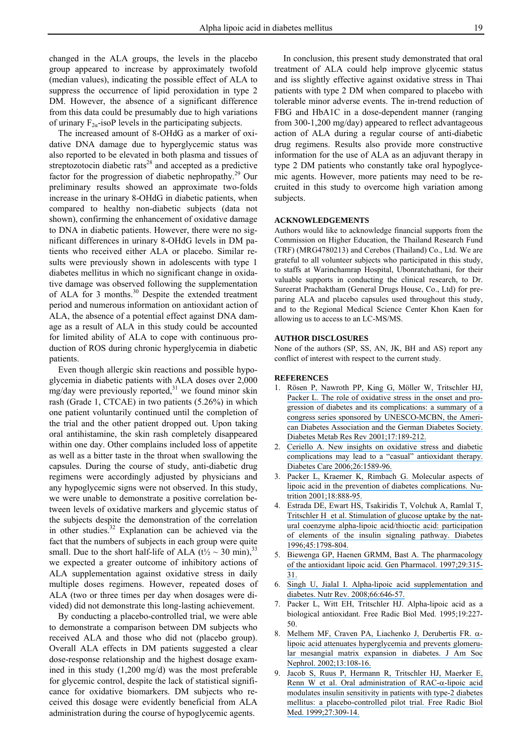changed in the ALA groups, the levels in the placebo group appeared to increase by approximately twofold (median values), indicating the possible effect of ALA to suppress the occurrence of lipid peroxidation in type 2 DM. However, the absence of a significant difference from this data could be presumably due to high variations of urinary $F_{2\alpha}$-isoP levels in the participating subjects.

The increased amount of 8-OHdG as a marker of oxidative DNA damage due to hyperglycemic status was also reported to be elevated in both plasma and tissues of streptozotocin diabetic rats[28] and accepted as a predictive factor for the progression of diabetic nephropathy.[29] Our preliminary results showed an approximate two-folds increase in the urinary 8-OHdG in diabetic patients, when compared to healthy non-diabetic subjects (data not shown), confirming the enhancement of oxidative damage to DNA in diabetic patients. However, there were no significant differences in urinary 8-OHdG levels in DM patients who received either ALA or placebo. Similar results were previously shown in adolescents with type 1 diabetes mellitus in which no significant change in oxidative damage was observed following the supplementation of ALA for 3 months.[30] Despite the extended treatment period and numerous information on antioxidant action of ALA, the absence of a potential effect against DNA damage as a result of ALA in this study could be accounted for limited ability of ALA to cope with continuous production of ROS during chronic hyperglycemia in diabetic patients.

Even though allergic skin reactions and possible hypoglycemia in diabetic patients with ALA doses over 2,000 mg/day were previously reported,[31] we found minor skin rash (Grade 1, CTCAE) in two patients (5.26%) in which one patient voluntarily continued until the completion of the trial and the other patient dropped out. Upon taking oral antihistamine, the skin rash completely disappeared within one day. Other complains included loss of appetite as well as a bitter taste in the throat when swallowing the capsules. During the course of study, anti-diabetic drug regimens were accordingly adjusted by physicians and any hypoglycemic signs were not observed. In this study, we were unable to demonstrate a positive correlation between levels of oxidative markers and glycemic status of the subjects despite the demonstration of the correlation in other studies.[32] Explanation can be achieved via the fact that the numbers of subjects in each group were quite small. Due to the short half-life of ALA ($t\frac{1}{2} \sim 30$ min),[33] we expected a greater outcome of inhibitory actions of ALA supplementation against oxidative stress in daily multiple doses regimens. However, repeated doses of ALA (two or three times per day when dosages were divided) did not demonstrate this long-lasting achievement.

By conducting a placebo-controlled trial, we were able to demonstrate a comparison between DM subjects who received ALA and those who did not (placebo group). Overall ALA effects in DM patients suggested a clear dose-response relationship and the highest dosage examined in this study (1,200 mg/d) was the most preferable for glycemic control, despite the lack of statistical significance for oxidative biomarkers. DM subjects who received this dosage were evidently beneficial from ALA administration during the course of hypoglycemic agents.

In conclusion, this present study demonstrated that oral treatment of ALA could help improve glycemic status and iss slightly effective against oxidative stress in Thai patients with type 2 DM when compared to placebo with tolerable minor adverse events. The in-trend reduction of FBG and HbA1C in a dose-dependent manner (ranging from 300-1,200 mg/day) appeared to reflect advantageous action of ALA during a regular course of anti-diabetic drug regimens. Results also provide more constructive information for the use of ALA as an adjuvant therapy in type 2 DM patients who constantly take oral hypoglycemic agents. However, more patients may need to be recruited in this study to overcome high variation among subjects.

## ACKNOWLEDGEMENTS

Authors would like to acknowledge financial supports from the Commission on Higher Education, the Thailand Research Fund (TRF) (MRG4780213) and Cerebos (Thailand) Co., Ltd. We are grateful to all volunteer subjects who participated in this study, to staffs at Warinchamrap Hospital, Ubonratchathani, for their valuable supports in conducting the clinical research, to Dr. Sureerat Prachaktham (General Drugs House, Co., Ltd) for preparing ALA and placebo capsules used throughout this study, and to the Regional Medical Science Center Khon Kaen for allowing us to access to an LC-MS/MS.

## AUTHOR DISCLOSURES

None of the authors (SP, SS, AN, JK, BH and AS) report any conflict of interest with respect to the current study.

## REFERENCES

1. Rösen P, Nawroth PP, King G, Möller W, Tritschler HJ, Packer L. The role of oxidative stress in the onset and progression of diabetes and its complications: a summary of a congress series sponsored by UNESCO-MCBN, the American Diabetes Association and the German Diabetes Society. Diabetes Metab Res Rev 2001;17:189-212.
2. Ceriello A. New insights on oxidative stress and diabetic complications may lead to a "casual" antioxidant therapy. Diabetes Care 2006;26:1589-96.
3. Packer L, Kraemer K, Rimbach G. Molecular aspects of lipoic acid in the prevention of diabetes complications. Nutrition 2001;18:888-95.
4. Estrada DE, Ewart HS, Tsakiridis T, Volchuk A, Ramlal T, Tritschler H et al. Stimulation of glucose uptake by the natural coenzyme alpha-lipoic acid/thioctic acid: participation of elements of the insulin signaling pathway. Diabetes 1996;45:1798-804.
5. Biewenga GP, Haenen GRMM, Bast A. The pharmacology of the antioxidant lipoic acid. Gen Pharmacol. 1997;29:315-31.
6. Singh U, Jialal I. Alpha-lipoic acid supplementation and diabetes. Nutr Rev. 2008;66:646-57.
7. Packer L, Witt EH, Tritschler HJ. Alpha-lipoic acid as a biological antioxidant. Free Radic Biol Med. 1995;19:227-50.
8. Melhem MF, Craven PA, Liachenko J, Derubertis FR. α-lipoic acid attenuates hyperglycemia and prevents glomerular mesangial matrix expansion in diabetes. J Am Soc Nephrol. 2002;13:108-16.
9. Jacob S, Ruus P, Hermann R, Tritschler HJ, Maerker E, Renn W et al. Oral administration of RAC-α-lipoic acid modulates insulin sensitivity in patients with type-2 diabetes mellitus: a placebo-controlled pilot trial. Free Radic Biol Med. 1999;27:309-14.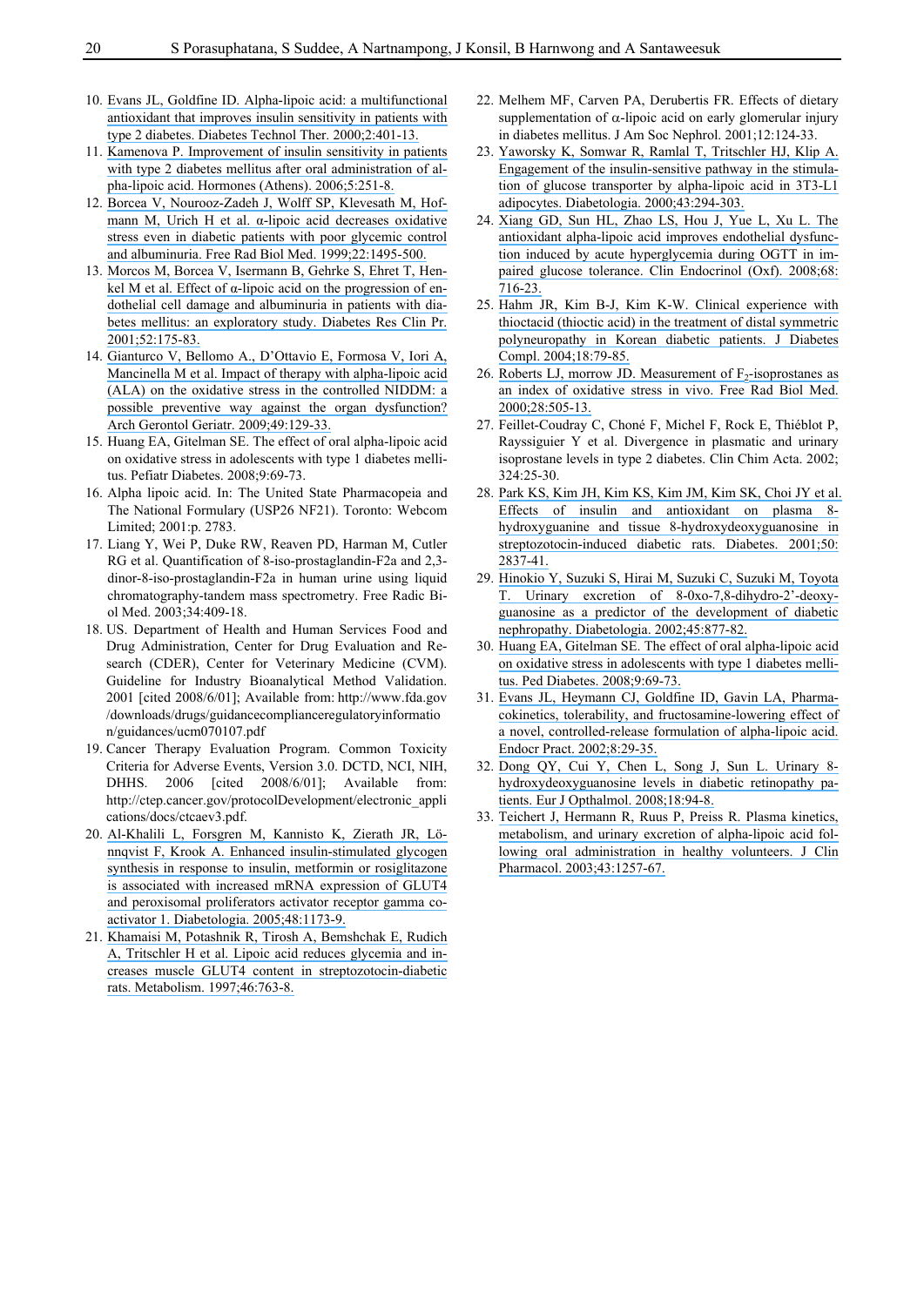10. Evans JL, Goldfine ID. Alpha-lipoic acid: a multifunctional antioxidant that improves insulin sensitivity in patients with type 2 diabetes. Diabetes Technol Ther. 2000;2:401-13.
11. Kamenova P. Improvement of insulin sensitivity in patients with type 2 diabetes mellitus after oral administration of alpha-lipoic acid. Hormones (Athens). 2006;5:251-8.
12. Borcea V, Nourooz-Zadeh J, Wolff SP, Klevesath M, Hofmann M, Urich H et al. α-lipoic acid decreases oxidative stress even in diabetic patients with poor glycemic control and albuminuria. Free Rad Biol Med. 1999;22:1495-500.
13. Morcos M, Borcea V, Isermann B, Gehrke S, Ehret T, Henkel M et al. Effect of α-lipoic acid on the progression of endothelial cell damage and albuminuria in patients with diabetes mellitus: an exploratory study. Diabetes Res Clin Pr. 2001;52:175-83.
14. Gianturco V, Bellomo A., D'Ottavio E, Formosa V, Iori A, Mancinella M et al. Impact of therapy with alpha-lipoic acid (ALA) on the oxidative stress in the controlled NIDDM: a possible preventive way against the organ dysfunction? Arch Gerontol Geriatr. 2009;49:129-33.
15. Huang EA, Gitelman SE. The effect of oral alpha-lipoic acid on oxidative stress in adolescents with type 1 diabetes mellitus. Pefiatr Diabetes. 2008;9:69-73.
16. Alpha lipoic acid. In: The United State Pharmacopeia and The National Formulary (USP26 NF21). Toronto: Webcom Limited; 2001:p. 2783.
17. Liang Y, Wei P, Duke RW, Reaven PD, Harman M, Cutler RG et al. Quantification of 8-iso-prostaglandin-F2a and 2,3-dinor-8-iso-prostaglandin-F2a in human urine using liquid chromatography-tandem mass spectrometry. Free Radic Biol Med. 2003;34:409-18.
18. US. Department of Health and Human Services Food and Drug Administration, Center for Drug Evaluation and Research (CDER), Center for Veterinary Medicine (CVM). Guideline for Industry Bioanalytical Method Validation. 2001 [cited 2008/6/01]; Available from: http://www.fda.gov/downloads/drugs/guidancecomplianceregulatoryinformation/guidances/ucm070107.pdf
19. Cancer Therapy Evaluation Program. Common Toxicity Criteria for Adverse Events, Version 3.0. DCTD, NCI, NIH, DHHS. 2006 [cited 2008/6/01]; Available from: http://ctep.cancer.gov/protocolDevelopment/electronic_applications/docs/ctcaev3.pdf.
20. Al-Khalili L, Forsgren M, Kannisto K, Zierath JR, Lönnqvist F, Krook A. Enhanced insulin-stimulated glycogen synthesis in response to insulin, metformin or rosiglitazone is associated with increased mRNA expression of GLUT4 and peroxisomal proliferators activator receptor gamma coactivator 1. Diabetologia. 2005;48:1173-9.
21. Khamaisi M, Potashnik R, Tirosh A, Bernshchak E, Rudich A, Tritschler H et al. Lipoic acid reduces glycemia and increases muscle GLUT4 content in streptozotocin-diabetic rats. Metabolism. 1997;46:763-8.
22. Melhem MF, Carven PA, Derubertis FR. Effects of dietary supplementation of α-lipoic acid on early glomerular injury in diabetes mellitus. J Am Soc Nephrol. 2001;12:124-33.
23. Yaworsky K, Somwar R, Ramlal T, Tritschler HJ, Klip A. Engagement of the insulin-sensitive pathway in the stimulation of glucose transporter by alpha-lipoic acid in 3T3-L1 adipocytes. Diabetologia. 2000;43:294-303.
24. Xiang GD, Sun HL, Zhao LS, Hou J, Yue L, Xu L. The antioxidant alpha-lipoic acid improves endothelial dysfunction induced by acute hyperglycemia during OGTT in impaired glucose tolerance. Clin Endocrinol (Oxf). 2008;68:716-23.
25. Hahm JR, Kim B-J, Kim K-W. Clinical experience with thioctacid (thioctic acid) in the treatment of distal symmetric polyneuropathy in Korean diabetic patients. J Diabetes Compl. 2004;18:79-85.
26. Roberts LJ, morrow JD. Measurement of $F_2$-isoprostanes as an index of oxidative stress in vivo. Free Rad Biol Med. 2000;28:505-13.
27. Feillet-Coudray C, Choné F, Michel F, Rock E, Thiéblot P, Rayssiguier Y et al. Divergence in plasmatic and urinary isoprostane levels in type 2 diabetes. Clin Chim Acta. 2002; 324:25-30.
28. Park KS, Kim JH, Kim KS, Kim JM, Kim SK, Choi JY et al. Effects of insulin and antioxidant on plasma 8-hydroxyguanine and tissue 8-hydroxydeoxyguanosine in streptozotocin-induced diabetic rats. Diabetes. 2001;50:2837-41.
29. Hinokio Y, Suzuki S, Hirai M, Suzuki C, Suzuki M, Toyota T. Urinary excretion of 8-0xo-7,8-dihydro-2'-deoxyguanosine as a predictor of the development of diabetic nephropathy. Diabetologia. 2002;45:877-82.
30. Huang EA, Gitelman SE. The effect of oral alpha-lipoic acid on oxidative stress in adolescents with type 1 diabetes mellitus. Ped Diabetes. 2008;9:69-73.
31. Evans JL, Heymann CJ, Goldfine ID, Gavin LA, Pharmacokinetics, tolerability, and fructosamine-lowering effect of a novel, controlled-release formulation of alpha-lipoic acid. Endocr Pract. 2002;8:29-35.
32. Dong QY, Cui Y, Chen L, Song J, Sun L. Urinary 8-hydroxydeoxyguanosine levels in diabetic retinopathy patients. Eur J Opthalmol. 2008;18:94-8.
33. Teichert J, Hermann R, Ruus P, Preiss R. Plasma kinetics, metabolism, and urinary excretion of alpha-lipoic acid following oral administration in healthy volunteers. J Clin Pharmacol. 2003;43:1257-67.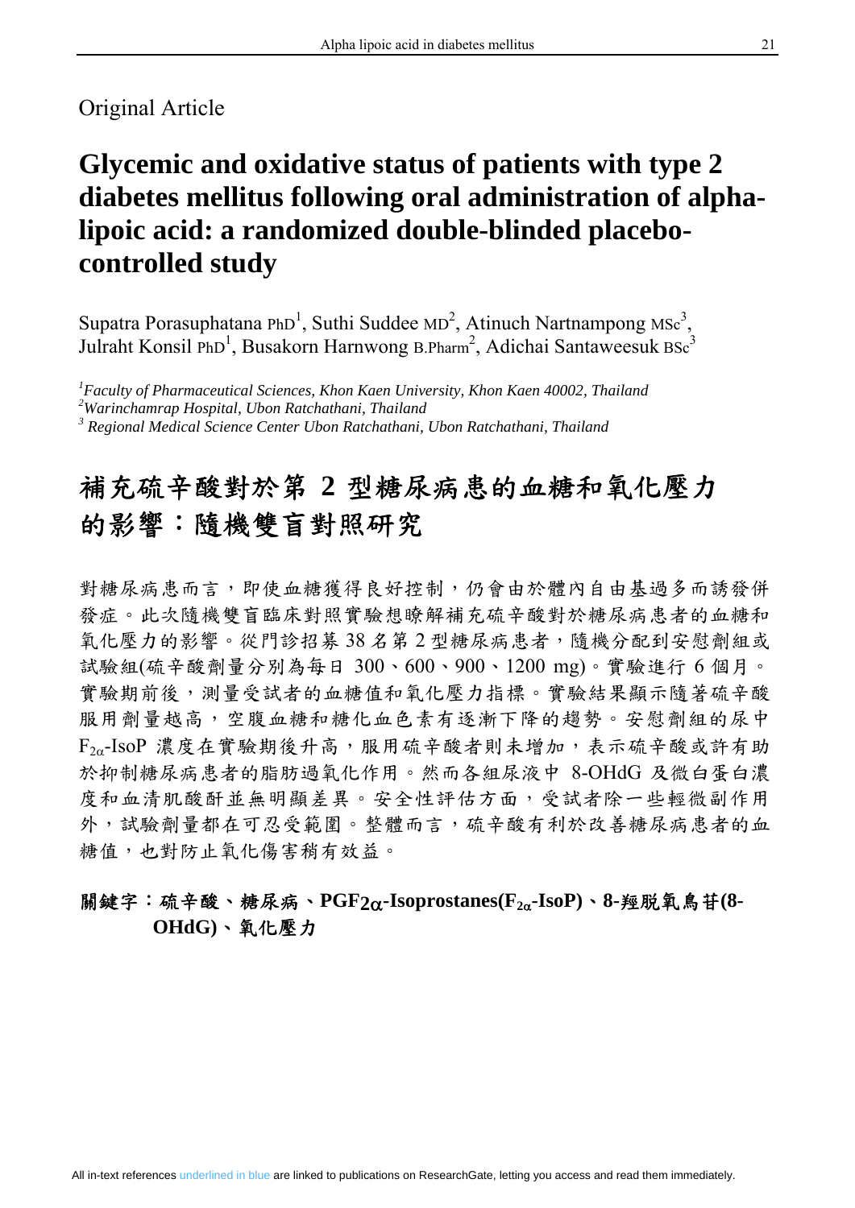Original Article

# Glycemic and oxidative status of patients with type 2 diabetes mellitus following oral administration of alpha-lipoic acid: a randomized double-blinded placebo-controlled study

Supatra Porasuphatana PhD[1], Suthi Suddee MD[2], Atinuch Nartnampong MSc[3], Julraht Konsil PhD[1], Busakorn Harnwong B.Pharm[2], Adichai Santaweesuk BSc[3]

[1]*Faculty of Pharmaceutical Sciences, Khon Kaen University, Khon Kaen 40002, Thailand*
[2]*Warinchamrap Hospital, Ubon Ratchathani, Thailand*
[3] *Regional Medical Science Center Ubon Ratchathani, Ubon Ratchathani, Thailand*

# 補充硫辛酸對於第 2 型糖尿病患的血糖和氧化壓力的影響：隨機雙盲對照研究

對糖尿病患而言，即使血糖獲得良好控制，仍會由於體內自由基過多而誘發併發症。此次隨機雙盲臨床對照實驗想瞭解補充硫辛酸對於糖尿病患者的血糖和氧化壓力的影響。從門診招募 38 名第 2 型糖尿病患者，隨機分配到安慰劑組或試驗組(硫辛酸劑量分別為每日 300、600、900、1200 mg)。實驗進行 6 個月。實驗期前後，測量受試者的血糖值和氧化壓力指標。實驗結果顯示隨著硫辛酸服用劑量越高，空腹血糖和糖化血色素有逐漸下降的趨勢。安慰劑組的尿中 $F_{2\alpha}$-IsoP 濃度在實驗期後升高，服用硫辛酸者則未增加，表示硫辛酸或許有助於抑制糖尿病患者的脂肪過氧化作用。然而各組尿液中 8-OHdG 及微白蛋白濃度和血清肌酸酐並無明顯差異。安全性評估方面，受試者除一些輕微副作用外，試驗劑量都在可忍受範圍。整體而言，硫辛酸有利於改善糖尿病患者的血糖值，也對防止氧化傷害稍有效益。

**關鍵字：硫辛酸、糖尿病、PGF$_{2\alpha}$-Isoprostanes($F_{2\alpha}$-IsoP)、8-羥脫氧鳥苷(8-OHdG)、氧化壓力**